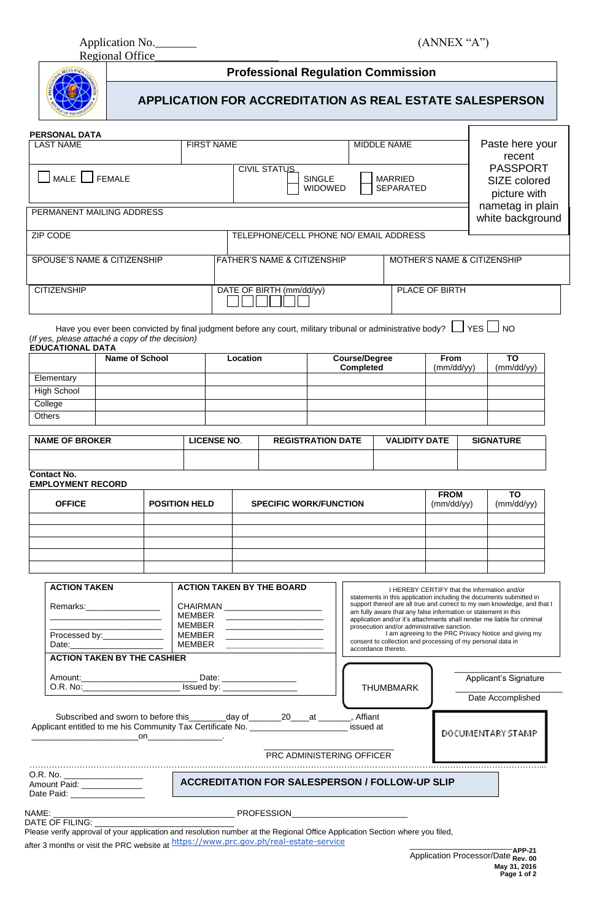Application No.\_\_\_\_\_\_\_ (ANNEX "A")

Regional Office\_\_\_\_\_\_\_\_\_\_\_\_\_\_\_\_\_\_\_\_

## Professional Regulation Commission

## APPLICATION FOR ACCREDITATION AS REAL ESTATE SALESPERSON

**PERSONAL DATA**

| LAST NAME | FIRST NAME | MIDDLE NAME |
|---|---|---|
| | | |

☐ MALE ☐ FEMALE

CIVIL STATUS ☐ SINGLE ☐ MARRIED ☐ WIDOWED ☐ SEPARATED

Paste here your recent PASSPORT SIZE colored picture with nametag in plain white background

PERMANENT MAILING ADDRESS

| ZIP CODE | TELEPHONE/CELL PHONE NO/ EMAIL ADDRESS |
|---|---|
| | |

| SPOUSE'S NAME & CITIZENSHIP | FATHER'S NAME & CITIZENSHIP | MOTHER'S NAME & CITIZENSHIP |
|---|---|---|
| | | |

| CITIZENSHIP | DATE OF BIRTH (mm/dd/yy) | PLACE OF BIRTH |
|---|---|---|
| | | |

Have you ever been convicted by final judgment before any court, military tribunal or administrative body? ☐ YES ☐ NO

*(If yes, please attaché a copy of the decision)*

**EDUCATIONAL DATA**

| | Name of School | Location | Course/Degree Completed | From (mm/dd/yy) | TO (mm/dd/yy) |
|---|---|---|---|---|---|
| Elementary | | | | | |
| High School | | | | | |
| College | | | | | |
| Others | | | | | |

| NAME OF BROKER | LICENSE NO. | REGISTRATION DATE | VALIDITY DATE | SIGNATURE |
|---|---|---|---|---|
| | | | | |

**Contact No.**

**EMPLOYMENT RECORD**

| OFFICE | POSITION HELD | SPECIFIC WORK/FUNCTION | FROM (mm/dd/yy) | TO (mm/dd/yy) |
|---|---|---|---|---|
| | | | | |
| | | | | |
| | | | | |
| | | | | |
| | | | | |

**ACTION TAKEN**

Remarks:\_\_\_\_\_\_\_\_\_\_\_\_\_\_\_\_

\_\_\_\_\_\_\_\_\_\_\_\_\_\_\_\_\_\_\_\_\_\_\_\_

\_\_\_\_\_\_\_\_\_\_\_\_\_\_\_\_\_\_\_\_\_\_\_\_

Processed by:\_\_\_\_\_\_\_\_\_\_\_\_\_

Date:\_\_\_\_\_\_\_\_\_\_\_\_\_\_\_\_\_\_\_\_

**ACTION TAKEN BY THE BOARD**

CHAIRMAN \_\_\_\_\_\_\_\_\_\_\_\_\_\_\_\_\_\_\_\_

MEMBER \_\_\_\_\_\_\_\_\_\_\_\_\_\_\_\_\_\_\_\_

MEMBER \_\_\_\_\_\_\_\_\_\_\_\_\_\_\_\_\_\_\_\_

MEMBER \_\_\_\_\_\_\_\_\_\_\_\_\_\_\_\_\_\_\_\_

MEMBER \_\_\_\_\_\_\_\_\_\_\_\_\_\_\_\_\_\_\_\_

I HEREBY CERTIFY that the information and/or statements in this application including the documents submitted in support thereof are all true and correct to my own knowledge, and that I am fully aware that any false information or statement in this application and/or it's attachments shall render me liable for criminal prosecution and/or administrative sanction.

I am agreeing to the PRC Privacy Notice and giving my consent to collection and processing of my personal data in accordance thereto.

**ACTION TAKEN BY THE CASHIER**

Amount:\_\_\_\_\_\_\_\_\_\_\_\_\_\_\_\_\_\_\_\_\_\_\_ Date: \_\_\_\_\_\_\_\_\_\_\_\_\_\_\_\_

O.R. No:\_\_\_\_\_\_\_\_\_\_\_\_\_\_\_\_\_\_\_\_ Issued by: \_\_\_\_\_\_\_\_\_\_\_\_\_\_\_

THUMBMARK

\_\_\_\_\_\_\_\_\_\_\_\_\_\_\_\_\_\_\_\_\_\_\_\_

Applicant's Signature

\_\_\_\_\_\_\_\_\_\_\_\_\_\_\_\_\_\_\_\_\_\_\_\_

Date Accomplished

Subscribed and sworn to before this\_\_\_\_\_\_\_\_day of\_\_\_\_\_\_\_20\_\_\_\_at \_\_\_\_\_\_\_, Affiant Applicant entitled to me his Community Tax Certificate No. \_\_\_\_\_\_\_\_\_\_\_\_\_\_\_\_\_\_\_\_\_ issued at \_\_\_\_\_\_\_\_\_\_\_\_\_\_\_\_\_\_\_\_\_\_\_on\_\_\_\_\_\_\_\_\_\_\_\_\_\_\_\_.

DOCUMENTARY STAMP

\_\_\_\_\_\_\_\_\_\_\_\_\_\_\_\_\_\_\_\_\_\_\_\_\_\_\_\_

PRC ADMINISTERING OFFICER

---

O.R. No. \_\_\_\_\_\_\_\_\_\_\_\_\_\_\_\_

Amount Paid: \_\_\_\_\_\_\_\_\_\_\_\_\_

Date Paid: \_\_\_\_\_\_\_\_\_\_\_\_\_\_\_\_

**ACCREDITATION FOR SALESPERSON / FOLLOW-UP SLIP**

NAME: \_\_\_\_\_\_\_\_\_\_\_\_\_\_\_\_\_\_\_\_\_\_\_\_\_\_\_\_\_\_\_\_\_\_\_\_\_ PROFESSION\_\_\_\_\_\_\_\_\_\_\_\_\_\_\_\_\_\_\_\_\_\_\_\_\_

DATE OF FILING: \_\_\_\_\_\_\_\_\_\_\_\_\_\_\_\_\_\_\_\_\_\_\_\_\_\_\_\_\_\_\_\_\_

Please verify approval of your application and resolution number at the Regional Office Application Section where you filed, after 3 months or visit the PRC website at https://www.prc.gov.ph/real-estate-service

\_\_\_\_\_\_\_\_\_\_\_\_\_\_\_\_\_\_\_\_\_\_\_\_

Application Processor/Date

**APP-21**
**Rev. 00**
**May 31, 2016**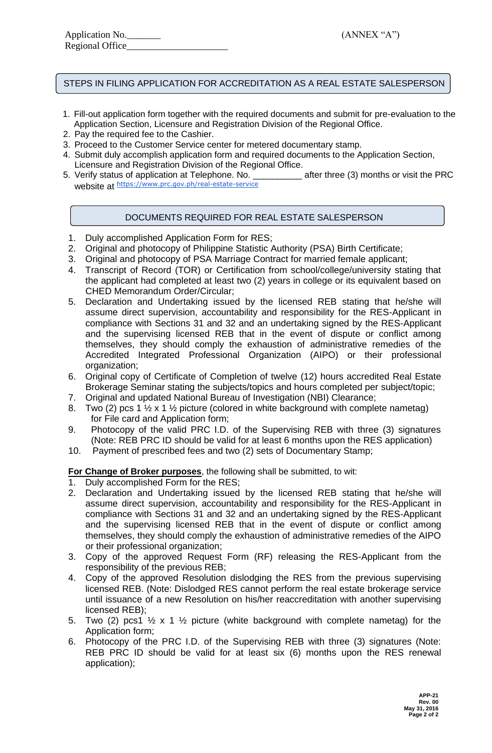Application No.\_\_\_\_\_\_\_

Regional Office\_\_\_\_\_\_\_\_\_\_\_\_\_\_\_\_\_\_\_\_\_

(ANNEX "A")

## STEPS IN FILING APPLICATION FOR ACCREDITATION AS A REAL ESTATE SALESPERSON

1. Fill-out application form together with the required documents and submit for pre-evaluation to the Application Section, Licensure and Registration Division of the Regional Office.
2. Pay the required fee to the Cashier.
3. Proceed to the Customer Service center for metered documentary stamp.
4. Submit duly accomplish application form and required documents to the Application Section, Licensure and Registration Division of the Regional Office.
5. Verify status of application at Telephone. No. \_\_\_\_\_\_\_\_\_\_ after three (3) months or visit the PRC website at https://www.prc.gov.ph/real-estate-service

## DOCUMENTS REQUIRED FOR REAL ESTATE SALESPERSON

1. Duly accomplished Application Form for RES;
2. Original and photocopy of Philippine Statistic Authority (PSA) Birth Certificate;
3. Original and photocopy of PSA Marriage Contract for married female applicant;
4. Transcript of Record (TOR) or Certification from school/college/university stating that the applicant had completed at least two (2) years in college or its equivalent based on CHED Memorandum Order/Circular;
5. Declaration and Undertaking issued by the licensed REB stating that he/she will assume direct supervision, accountability and responsibility for the RES-Applicant in compliance with Sections 31 and 32 and an undertaking signed by the RES-Applicant and the supervising licensed REB that in the event of dispute or conflict among themselves, they should comply the exhaustion of administrative remedies of the Accredited Integrated Professional Organization (AIPO) or their professional organization;
6. Original copy of Certificate of Completion of twelve (12) hours accredited Real Estate Brokerage Seminar stating the subjects/topics and hours completed per subject/topic;
7. Original and updated National Bureau of Investigation (NBI) Clearance;
8. Two (2) pcs 1 ½ x 1 ½ picture (colored in white background with complete nametag) for File card and Application form;
9. Photocopy of the valid PRC I.D. of the Supervising REB with three (3) signatures (Note: REB PRC ID should be valid for at least 6 months upon the RES application)
10. Payment of prescribed fees and two (2) sets of Documentary Stamp;

**<u>For Change of Broker purposes</u>**, the following shall be submitted, to wit:

1. Duly accomplished Form for the RES;
2. Declaration and Undertaking issued by the licensed REB stating that he/she will assume direct supervision, accountability and responsibility for the RES-Applicant in compliance with Sections 31 and 32 and an undertaking signed by the RES-Applicant and the supervising licensed REB that in the event of dispute or conflict among themselves, they should comply the exhaustion of administrative remedies of the AIPO or their professional organization;
3. Copy of the approved Request Form (RF) releasing the RES-Applicant from the responsibility of the previous REB;
4. Copy of the approved Resolution dislodging the RES from the previous supervising licensed REB. (Note: Dislodged RES cannot perform the real estate brokerage service until issuance of a new Resolution on his/her reaccreditation with another supervising licensed REB);
5. Two (2) pcs1 ½ x 1 ½ picture (white background with complete nametag) for the Application form;
6. Photocopy of the PRC I.D. of the Supervising REB with three (3) signatures (Note: REB PRC ID should be valid for at least six (6) months upon the RES renewal application);

APP-21
Rev. 00
May 31, 2016